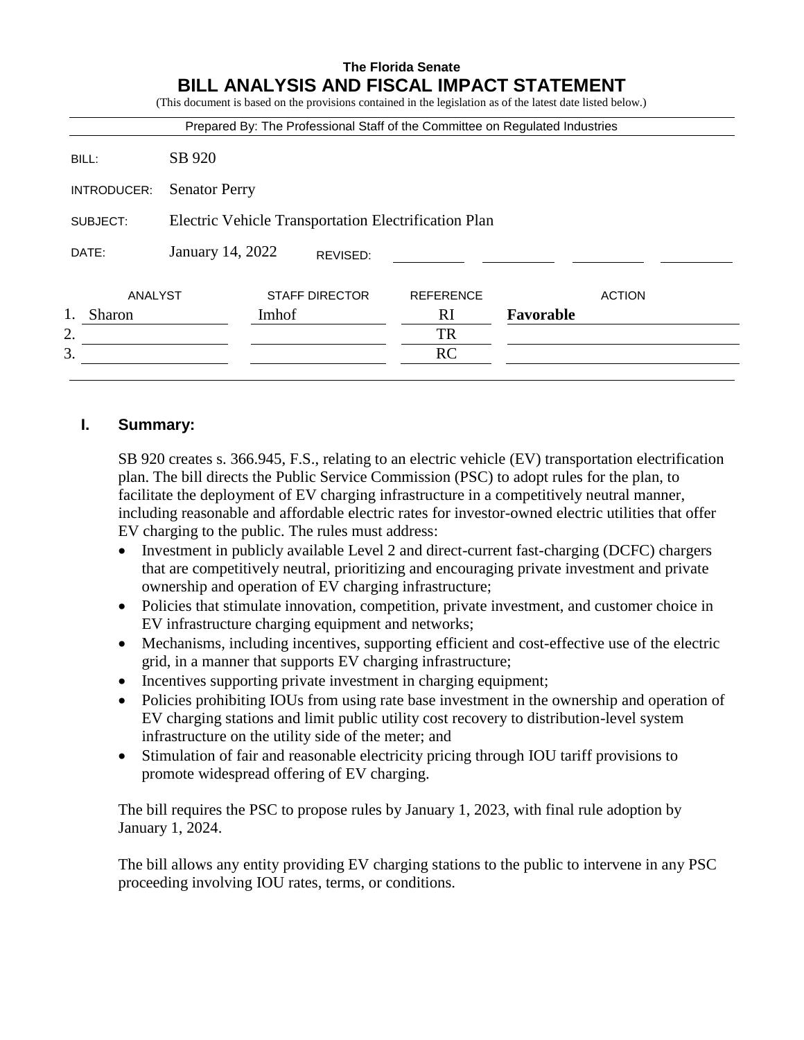# The Florida Senate
# BILL ANALYSIS AND FISCAL IMPACT STATEMENT

(This document is based on the provisions contained in the legislation as of the latest date listed below.)

Prepared By: The Professional Staff of the Committee on Regulated Industries

BILL: SB 920

INTRODUCER: Senator Perry

SUBJECT: Electric Vehicle Transportation Electrification Plan

DATE: January 14, 2022 REVISED:

| | ANALYST | STAFF DIRECTOR | REFERENCE | ACTION |
|---|---|---|---|---|
| 1. | Sharon | Imhof | RI | **Favorable** |
| 2. | | | TR | |
| 3. | | | RC | |

## I. Summary:

SB 920 creates s. 366.945, F.S., relating to an electric vehicle (EV) transportation electrification plan. The bill directs the Public Service Commission (PSC) to adopt rules for the plan, to facilitate the deployment of EV charging infrastructure in a competitively neutral manner, including reasonable and affordable electric rates for investor-owned electric utilities that offer EV charging to the public. The rules must address:

- Investment in publicly available Level 2 and direct-current fast-charging (DCFC) chargers that are competitively neutral, prioritizing and encouraging private investment and private ownership and operation of EV charging infrastructure;
- Policies that stimulate innovation, competition, private investment, and customer choice in EV infrastructure charging equipment and networks;
- Mechanisms, including incentives, supporting efficient and cost-effective use of the electric grid, in a manner that supports EV charging infrastructure;
- Incentives supporting private investment in charging equipment;
- Policies prohibiting IOUs from using rate base investment in the ownership and operation of EV charging stations and limit public utility cost recovery to distribution-level system infrastructure on the utility side of the meter; and
- Stimulation of fair and reasonable electricity pricing through IOU tariff provisions to promote widespread offering of EV charging.

The bill requires the PSC to propose rules by January 1, 2023, with final rule adoption by January 1, 2024.

The bill allows any entity providing EV charging stations to the public to intervene in any PSC proceeding involving IOU rates, terms, or conditions.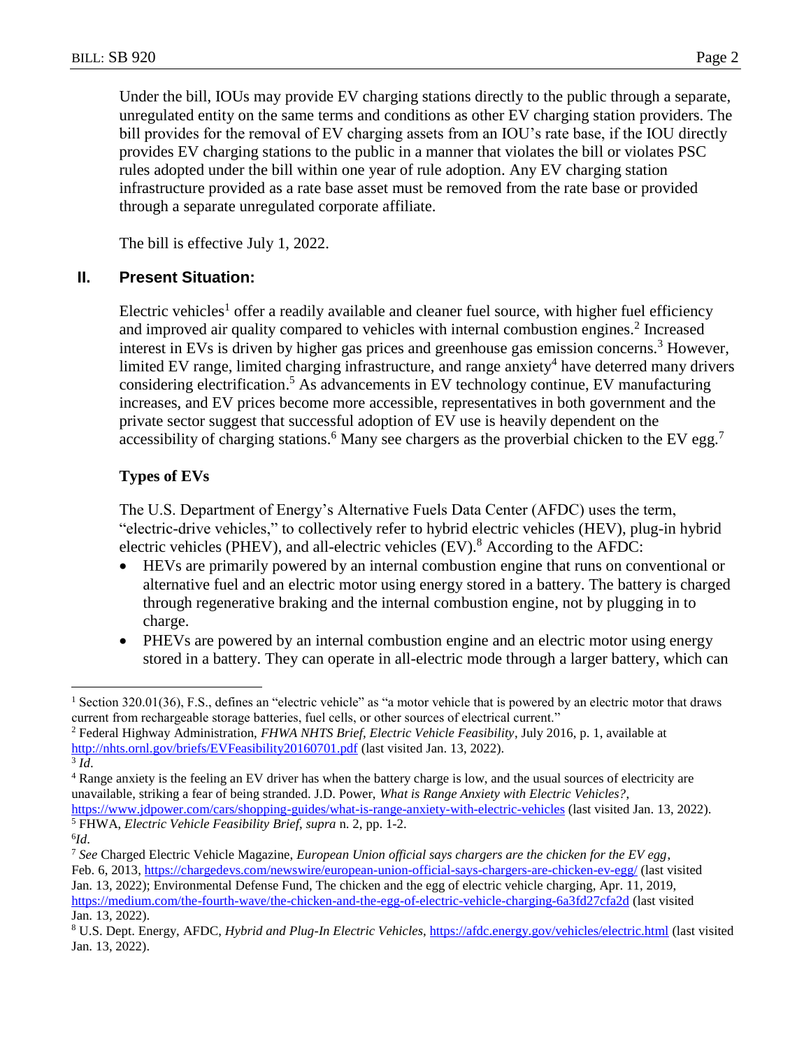Under the bill, IOUs may provide EV charging stations directly to the public through a separate, unregulated entity on the same terms and conditions as other EV charging station providers. The bill provides for the removal of EV charging assets from an IOU's rate base, if the IOU directly provides EV charging stations to the public in a manner that violates the bill or violates PSC rules adopted under the bill within one year of rule adoption. Any EV charging station infrastructure provided as a rate base asset must be removed from the rate base or provided through a separate unregulated corporate affiliate.

The bill is effective July 1, 2022.

## II. Present Situation:

Electric vehicles[1] offer a readily available and cleaner fuel source, with higher fuel efficiency and improved air quality compared to vehicles with internal combustion engines.[2] Increased interest in EVs is driven by higher gas prices and greenhouse gas emission concerns.[3] However, limited EV range, limited charging infrastructure, and range anxiety[4] have deterred many drivers considering electrification.[5] As advancements in EV technology continue, EV manufacturing increases, and EV prices become more accessible, representatives in both government and the private sector suggest that successful adoption of EV use is heavily dependent on the accessibility of charging stations.[6] Many see chargers as the proverbial chicken to the EV egg.[7]

### Types of EVs

The U.S. Department of Energy's Alternative Fuels Data Center (AFDC) uses the term, "electric-drive vehicles," to collectively refer to hybrid electric vehicles (HEV), plug-in hybrid electric vehicles (PHEV), and all-electric vehicles (EV).[8] According to the AFDC:

- HEVs are primarily powered by an internal combustion engine that runs on conventional or alternative fuel and an electric motor using energy stored in a battery. The battery is charged through regenerative braking and the internal combustion engine, not by plugging in to charge.
- PHEVs are powered by an internal combustion engine and an electric motor using energy stored in a battery. They can operate in all-electric mode through a larger battery, which can

---

[1] Section 320.01(36), F.S., defines an "electric vehicle" as "a motor vehicle that is powered by an electric motor that draws current from rechargeable storage batteries, fuel cells, or other sources of electrical current."

[2] Federal Highway Administration, *FHWA NHTS Brief, Electric Vehicle Feasibility*, July 2016, p. 1, available at http://nhts.ornl.gov/briefs/EVFeasibility20160701.pdf (last visited Jan. 13, 2022).

[3] *Id*.

[4] Range anxiety is the feeling an EV driver has when the battery charge is low, and the usual sources of electricity are unavailable, striking a fear of being stranded. J.D. Power, *What is Range Anxiety with Electric Vehicles?*, https://www.jdpower.com/cars/shopping-guides/what-is-range-anxiety-with-electric-vehicles (last visited Jan. 13, 2022).

[5] FHWA, *Electric Vehicle Feasibility Brief*, *supra* n. 2, pp. 1-2.

[6] *Id*.

[7] *See* Charged Electric Vehicle Magazine, *European Union official says chargers are the chicken for the EV egg*, Feb. 6, 2013, https://chargedevs.com/newswire/european-union-official-says-chargers-are-chicken-ev-egg/ (last visited Jan. 13, 2022); Environmental Defense Fund, The chicken and the egg of electric vehicle charging, Apr. 11, 2019, https://medium.com/the-fourth-wave/the-chicken-and-the-egg-of-electric-vehicle-charging-6a3fd27cfa2d (last visited Jan. 13, 2022).

[8] U.S. Dept. Energy, AFDC, *Hybrid and Plug-In Electric Vehicles*, https://afdc.energy.gov/vehicles/electric.html (last visited Jan. 13, 2022).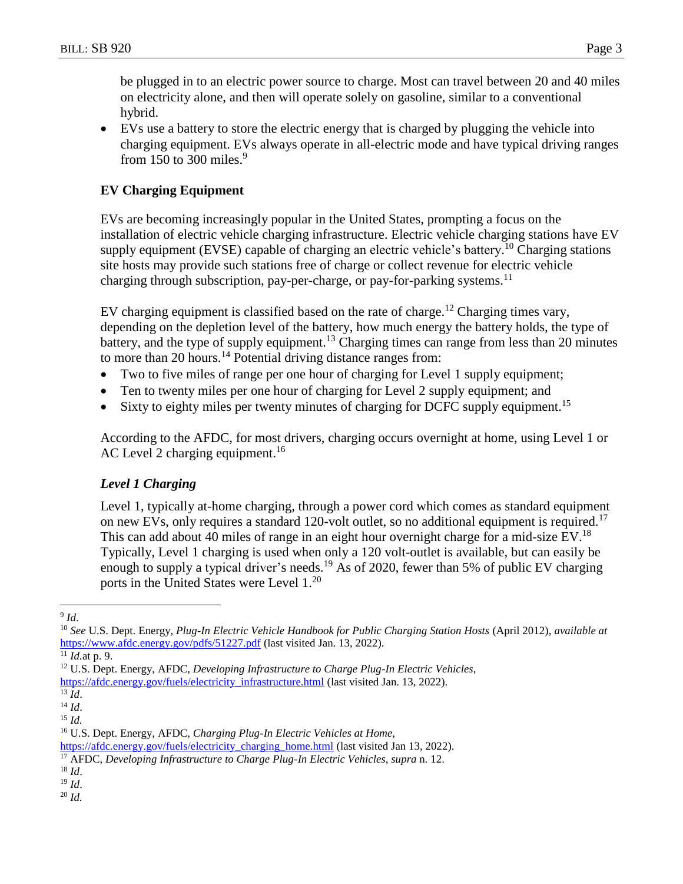be plugged in to an electric power source to charge. Most can travel between 20 and 40 miles on electricity alone, and then will operate solely on gasoline, similar to a conventional hybrid.

- EVs use a battery to store the electric energy that is charged by plugging the vehicle into charging equipment. EVs always operate in all-electric mode and have typical driving ranges from 150 to 300 miles.[9]

**EV Charging Equipment**

EVs are becoming increasingly popular in the United States, prompting a focus on the installation of electric vehicle charging infrastructure. Electric vehicle charging stations have EV supply equipment (EVSE) capable of charging an electric vehicle's battery.[10] Charging stations site hosts may provide such stations free of charge or collect revenue for electric vehicle charging through subscription, pay-per-charge, or pay-for-parking systems.[11]

EV charging equipment is classified based on the rate of charge.[12] Charging times vary, depending on the depletion level of the battery, how much energy the battery holds, the type of battery, and the type of supply equipment.[13] Charging times can range from less than 20 minutes to more than 20 hours.[14] Potential driving distance ranges from:

- Two to five miles of range per one hour of charging for Level 1 supply equipment;
- Ten to twenty miles per one hour of charging for Level 2 supply equipment; and
- Sixty to eighty miles per twenty minutes of charging for DCFC supply equipment.[15]

According to the AFDC, for most drivers, charging occurs overnight at home, using Level 1 or AC Level 2 charging equipment.[16]

***Level 1 Charging***

Level 1, typically at-home charging, through a power cord which comes as standard equipment on new EVs, only requires a standard 120-volt outlet, so no additional equipment is required.[17] This can add about 40 miles of range in an eight hour overnight charge for a mid-size EV.[18] Typically, Level 1 charging is used when only a 120 volt-outlet is available, but can easily be enough to supply a typical driver's needs.[19] As of 2020, fewer than 5% of public EV charging ports in the United States were Level 1.[20]

---

[9] *Id*.

[10] *See* U.S. Dept. Energy, *Plug-In Electric Vehicle Handbook for Public Charging Station Hosts* (April 2012), *available at* https://www.afdc.energy.gov/pdfs/51227.pdf (last visited Jan. 13, 2022).

[11] *Id.*at p. 9.

[12] U.S. Dept. Energy, AFDC, *Developing Infrastructure to Charge Plug-In Electric Vehicles*, https://afdc.energy.gov/fuels/electricity_infrastructure.html (last visited Jan. 13, 2022).

[13] *Id*.

[14] *Id*.

[15] *Id.*

[16] U.S. Dept. Energy, AFDC, *Charging Plug-In Electric Vehicles at Home*, https://afdc.energy.gov/fuels/electricity_charging_home.html (last visited Jan 13, 2022).

[17] AFDC, *Developing Infrastructure to Charge Plug-In Electric Vehicles*, *supra* n. 12.

[18] *Id*.

[19] *Id*.

[20] *Id.*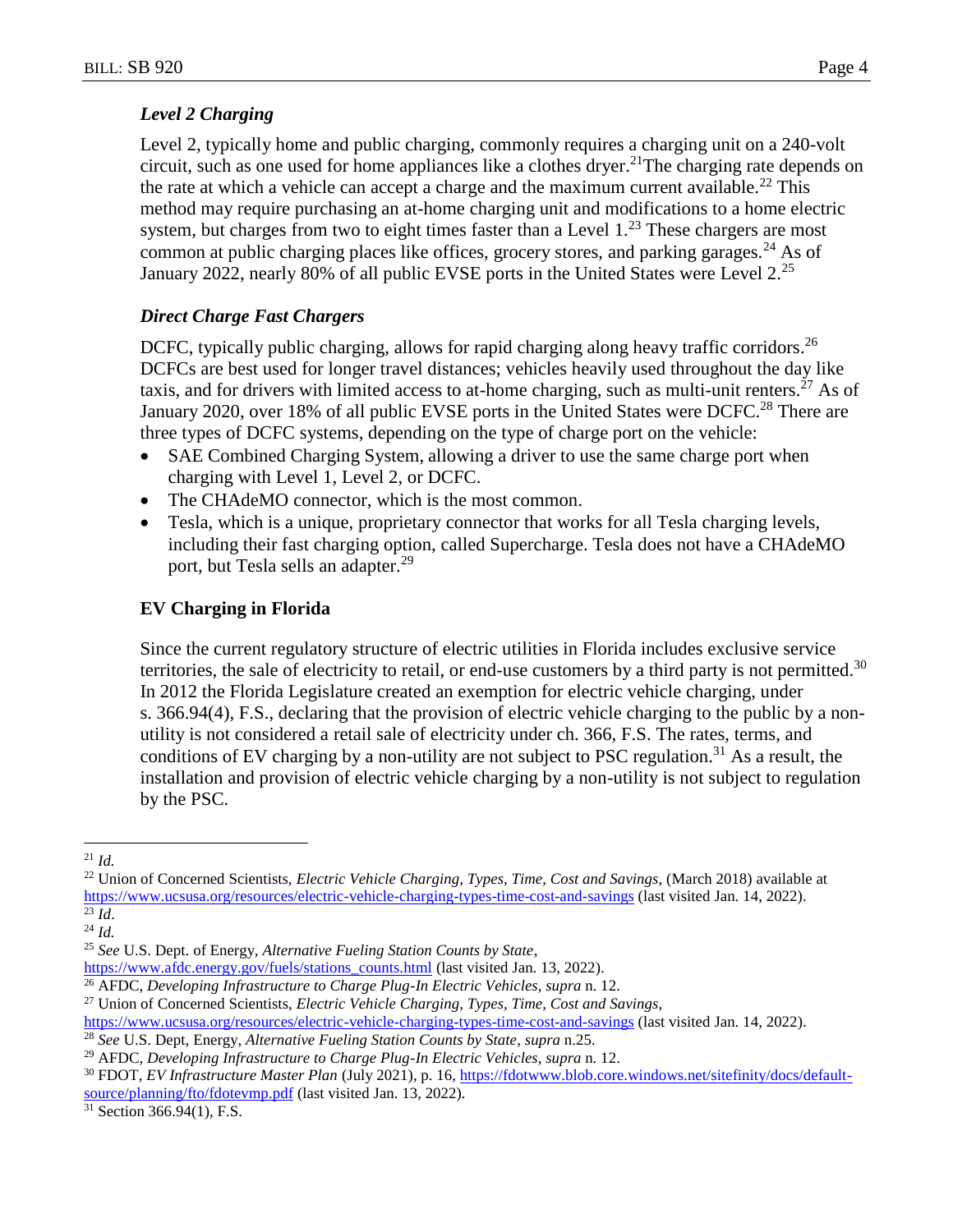### *Level 2 Charging*

Level 2, typically home and public charging, commonly requires a charging unit on a 240-volt circuit, such as one used for home appliances like a clothes dryer.[21]The charging rate depends on the rate at which a vehicle can accept a charge and the maximum current available.[22] This method may require purchasing an at-home charging unit and modifications to a home electric system, but charges from two to eight times faster than a Level 1.[23] These chargers are most common at public charging places like offices, grocery stores, and parking garages.[24] As of January 2022, nearly 80% of all public EVSE ports in the United States were Level 2.[25]

### *Direct Charge Fast Chargers*

DCFC, typically public charging, allows for rapid charging along heavy traffic corridors.[26] DCFCs are best used for longer travel distances; vehicles heavily used throughout the day like taxis, and for drivers with limited access to at-home charging, such as multi-unit renters.[27] As of January 2020, over 18% of all public EVSE ports in the United States were DCFC.[28] There are three types of DCFC systems, depending on the type of charge port on the vehicle:

- SAE Combined Charging System, allowing a driver to use the same charge port when charging with Level 1, Level 2, or DCFC.
- The CHAdeMO connector, which is the most common.
- Tesla, which is a unique, proprietary connector that works for all Tesla charging levels, including their fast charging option, called Supercharge. Tesla does not have a CHAdeMO port, but Tesla sells an adapter.[29]

## EV Charging in Florida

Since the current regulatory structure of electric utilities in Florida includes exclusive service territories, the sale of electricity to retail, or end-use customers by a third party is not permitted.[30] In 2012 the Florida Legislature created an exemption for electric vehicle charging, under s. 366.94(4), F.S., declaring that the provision of electric vehicle charging to the public by a non-utility is not considered a retail sale of electricity under ch. 366, F.S. The rates, terms, and conditions of EV charging by a non-utility are not subject to PSC regulation.[31] As a result, the installation and provision of electric vehicle charging by a non-utility is not subject to regulation by the PSC.

---

[21] *Id.*

[22] Union of Concerned Scientists, *Electric Vehicle Charging, Types, Time, Cost and Savings*, (March 2018) available at https://www.ucsusa.org/resources/electric-vehicle-charging-types-time-cost-and-savings (last visited Jan. 14, 2022).

[23] *Id*.

[24] *Id.*

[25] *See* U.S. Dept. of Energy, *Alternative Fueling Station Counts by State*, https://www.afdc.energy.gov/fuels/stations_counts.html (last visited Jan. 13, 2022).

[26] AFDC, *Developing Infrastructure to Charge Plug-In Electric Vehicles*, *supra* n. 12.

[27] Union of Concerned Scientists, *Electric Vehicle Charging, Types, Time, Cost and Savings*, https://www.ucsusa.org/resources/electric-vehicle-charging-types-time-cost-and-savings (last visited Jan. 14, 2022).

[28] *See* U.S. Dept, Energy, *Alternative Fueling Station Counts by State*, *supra* n.25.

[29] AFDC, *Developing Infrastructure to Charge Plug-In Electric Vehicles*, *supra* n. 12.

[30] FDOT, *EV Infrastructure Master Plan* (July 2021), p. 16, https://fdotwww.blob.core.windows.net/sitefinity/docs/default-source/planning/fto/fdotevmp.pdf (last visited Jan. 13, 2022).

[31] Section 366.94(1), F.S.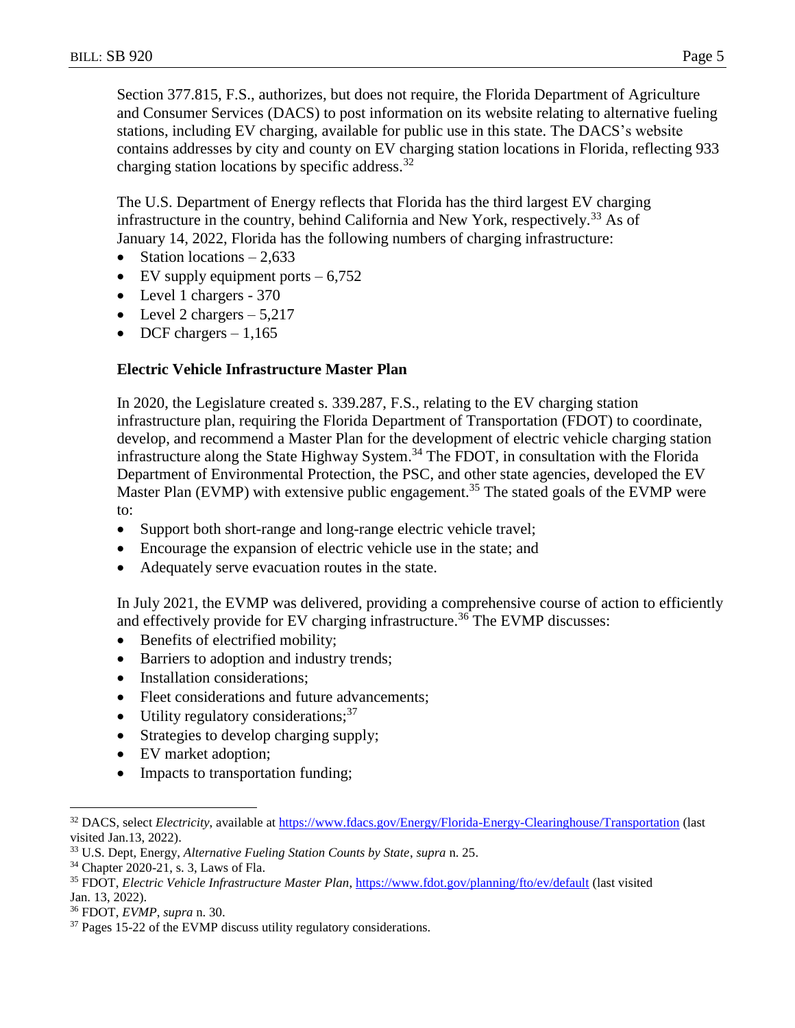Section 377.815, F.S., authorizes, but does not require, the Florida Department of Agriculture and Consumer Services (DACS) to post information on its website relating to alternative fueling stations, including EV charging, available for public use in this state. The DACS's website contains addresses by city and county on EV charging station locations in Florida, reflecting 933 charging station locations by specific address.[32]

The U.S. Department of Energy reflects that Florida has the third largest EV charging infrastructure in the country, behind California and New York, respectively.[33] As of January 14, 2022, Florida has the following numbers of charging infrastructure:

- Station locations – 2,633
- EV supply equipment ports – 6,752
- Level 1 chargers - 370
- Level 2 chargers – 5,217
- DCF chargers – 1,165

**Electric Vehicle Infrastructure Master Plan**

In 2020, the Legislature created s. 339.287, F.S., relating to the EV charging station infrastructure plan, requiring the Florida Department of Transportation (FDOT) to coordinate, develop, and recommend a Master Plan for the development of electric vehicle charging station infrastructure along the State Highway System.[34] The FDOT, in consultation with the Florida Department of Environmental Protection, the PSC, and other state agencies, developed the EV Master Plan (EVMP) with extensive public engagement.[35] The stated goals of the EVMP were to:

- Support both short-range and long-range electric vehicle travel;
- Encourage the expansion of electric vehicle use in the state; and
- Adequately serve evacuation routes in the state.

In July 2021, the EVMP was delivered, providing a comprehensive course of action to efficiently and effectively provide for EV charging infrastructure.[36] The EVMP discusses:

- Benefits of electrified mobility;
- Barriers to adoption and industry trends;
- Installation considerations;
- Fleet considerations and future advancements;
- Utility regulatory considerations;[37]
- Strategies to develop charging supply;
- EV market adoption;
- Impacts to transportation funding;

---

[32] DACS, select *Electricity*, available at https://www.fdacs.gov/Energy/Florida-Energy-Clearinghouse/Transportation (last visited Jan.13, 2022).

[33] U.S. Dept, Energy, *Alternative Fueling Station Counts by State*, *supra* n. 25.

[34] Chapter 2020-21, s. 3, Laws of Fla.

[35] FDOT, *Electric Vehicle Infrastructure Master Plan*, https://www.fdot.gov/planning/fto/ev/default (last visited Jan. 13, 2022).

[36] FDOT, *EVMP*, *supra* n. 30.

[37] Pages 15-22 of the EVMP discuss utility regulatory considerations.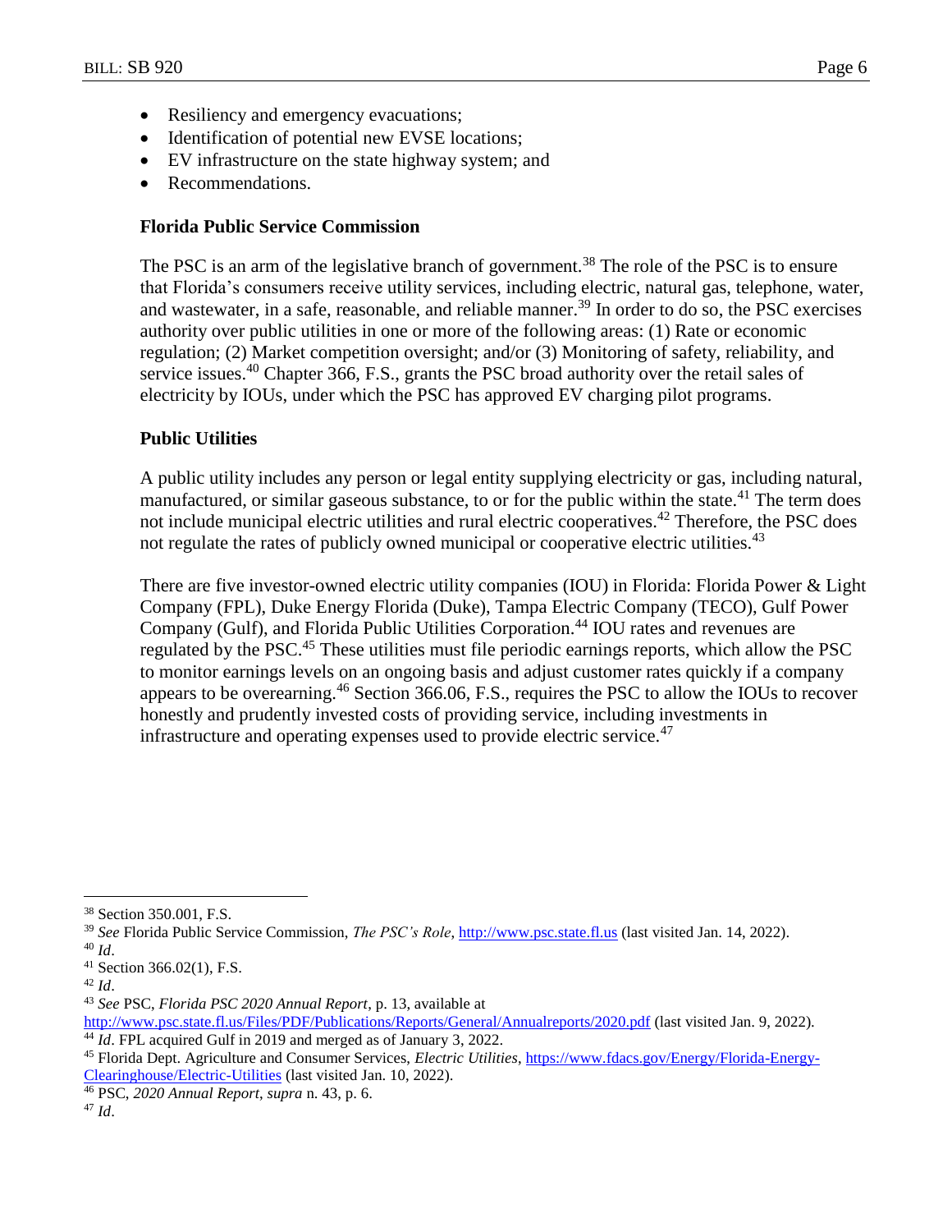- Resiliency and emergency evacuations;
- Identification of potential new EVSE locations;
- EV infrastructure on the state highway system; and
- Recommendations.

**Florida Public Service Commission**

The PSC is an arm of the legislative branch of government.[38] The role of the PSC is to ensure that Florida's consumers receive utility services, including electric, natural gas, telephone, water, and wastewater, in a safe, reasonable, and reliable manner.[39] In order to do so, the PSC exercises authority over public utilities in one or more of the following areas: (1) Rate or economic regulation; (2) Market competition oversight; and/or (3) Monitoring of safety, reliability, and service issues.[40] Chapter 366, F.S., grants the PSC broad authority over the retail sales of electricity by IOUs, under which the PSC has approved EV charging pilot programs.

**Public Utilities**

A public utility includes any person or legal entity supplying electricity or gas, including natural, manufactured, or similar gaseous substance, to or for the public within the state.[41] The term does not include municipal electric utilities and rural electric cooperatives.[42] Therefore, the PSC does not regulate the rates of publicly owned municipal or cooperative electric utilities.[43]

There are five investor-owned electric utility companies (IOU) in Florida: Florida Power & Light Company (FPL), Duke Energy Florida (Duke), Tampa Electric Company (TECO), Gulf Power Company (Gulf), and Florida Public Utilities Corporation.[44] IOU rates and revenues are regulated by the PSC.[45] These utilities must file periodic earnings reports, which allow the PSC to monitor earnings levels on an ongoing basis and adjust customer rates quickly if a company appears to be overearning.[46] Section 366.06, F.S., requires the PSC to allow the IOUs to recover honestly and prudently invested costs of providing service, including investments in infrastructure and operating expenses used to provide electric service.[47]

---

[38] Section 350.001, F.S.

[39] *See* Florida Public Service Commission, *The PSC's Role*, http://www.psc.state.fl.us (last visited Jan. 14, 2022).

[40] *Id*.

[41] Section 366.02(1), F.S.

[42] *Id*.

[43] *See* PSC, *Florida PSC 2020 Annual Report*, p. 13, available at http://www.psc.state.fl.us/Files/PDF/Publications/Reports/General/Annualreports/2020.pdf (last visited Jan. 9, 2022).

[44] *Id*. FPL acquired Gulf in 2019 and merged as of January 3, 2022.

[45] Florida Dept. Agriculture and Consumer Services, *Electric Utilities*, https://www.fdacs.gov/Energy/Florida-Energy-Clearinghouse/Electric-Utilities (last visited Jan. 10, 2022).

[46] PSC, *2020 Annual Report*, *supra* n. 43, p. 6.

[47] *Id*.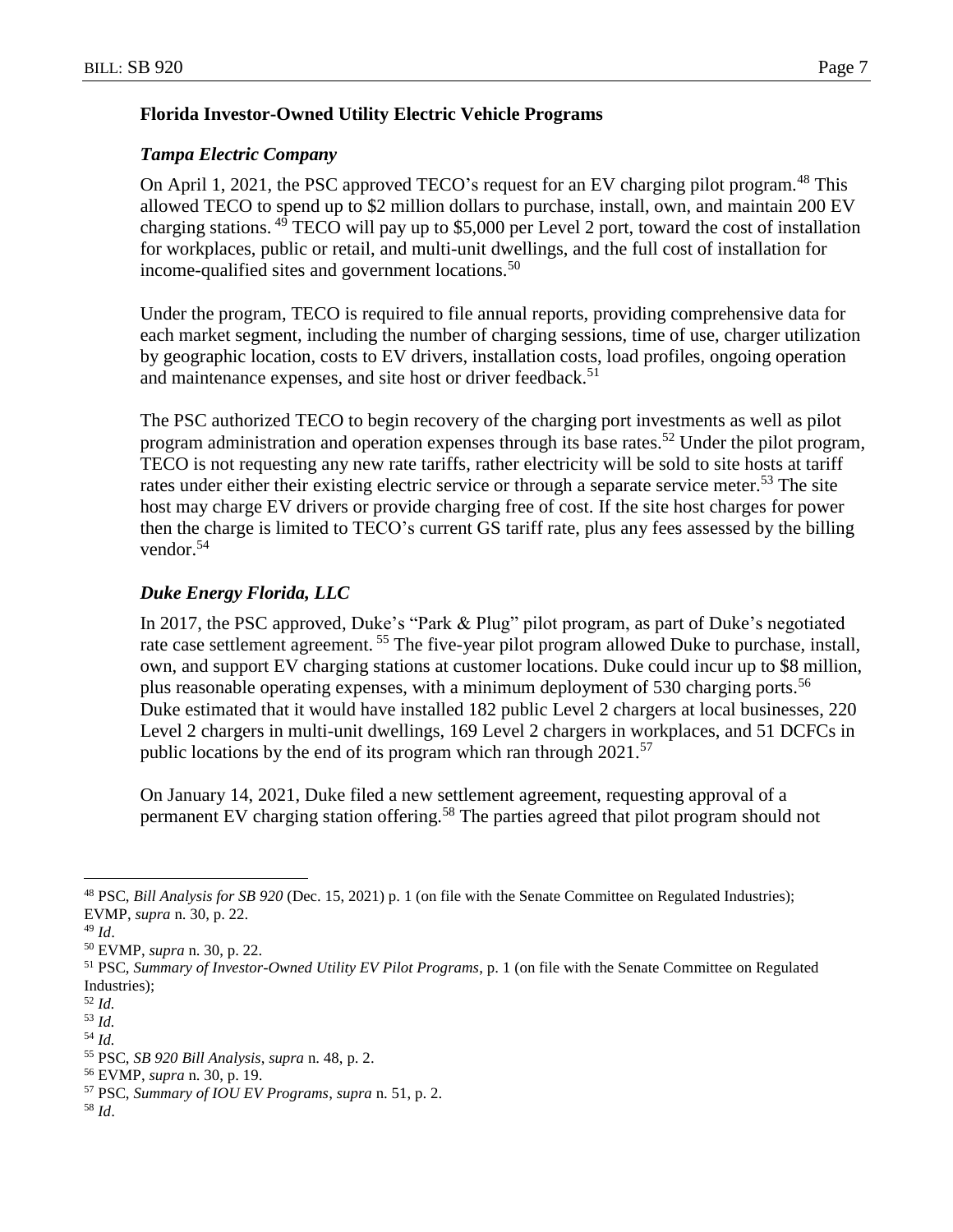**Florida Investor-Owned Utility Electric Vehicle Programs**

***Tampa Electric Company***

On April 1, 2021, the PSC approved TECO's request for an EV charging pilot program.[48] This allowed TECO to spend up to $2 million dollars to purchase, install, own, and maintain 200 EV charging stations. [49] TECO will pay up to $5,000 per Level 2 port, toward the cost of installation for workplaces, public or retail, and multi-unit dwellings, and the full cost of installation for income-qualified sites and government locations.[50]

Under the program, TECO is required to file annual reports, providing comprehensive data for each market segment, including the number of charging sessions, time of use, charger utilization by geographic location, costs to EV drivers, installation costs, load profiles, ongoing operation and maintenance expenses, and site host or driver feedback.[51]

The PSC authorized TECO to begin recovery of the charging port investments as well as pilot program administration and operation expenses through its base rates.[52] Under the pilot program, TECO is not requesting any new rate tariffs, rather electricity will be sold to site hosts at tariff rates under either their existing electric service or through a separate service meter.[53] The site host may charge EV drivers or provide charging free of cost. If the site host charges for power then the charge is limited to TECO's current GS tariff rate, plus any fees assessed by the billing vendor.[54]

***Duke Energy Florida, LLC***

In 2017, the PSC approved, Duke's "Park & Plug" pilot program, as part of Duke's negotiated rate case settlement agreement. [55] The five-year pilot program allowed Duke to purchase, install, own, and support EV charging stations at customer locations. Duke could incur up to $8 million, plus reasonable operating expenses, with a minimum deployment of 530 charging ports.[56] Duke estimated that it would have installed 182 public Level 2 chargers at local businesses, 220 Level 2 chargers in multi-unit dwellings, 169 Level 2 chargers in workplaces, and 51 DCFCs in public locations by the end of its program which ran through 2021.[57]

On January 14, 2021, Duke filed a new settlement agreement, requesting approval of a permanent EV charging station offering.[58] The parties agreed that pilot program should not

---

[48] PSC, *Bill Analysis for SB 920* (Dec. 15, 2021) p. 1 (on file with the Senate Committee on Regulated Industries); EVMP, *supra* n. 30, p. 22.

[49] *Id*.

[50] EVMP, *supra* n. 30, p. 22.

[51] PSC, *Summary of Investor-Owned Utility EV Pilot Programs*, p. 1 (on file with the Senate Committee on Regulated Industries);

[52] *Id.*

[53] *Id.*

[54] *Id.*

[55] PSC, *SB 920 Bill Analysis*, *supra* n. 48, p. 2.

[56] EVMP, *supra* n. 30, p. 19.

[57] PSC, *Summary of IOU EV Programs*, *supra* n. 51, p. 2.

[58] *Id*.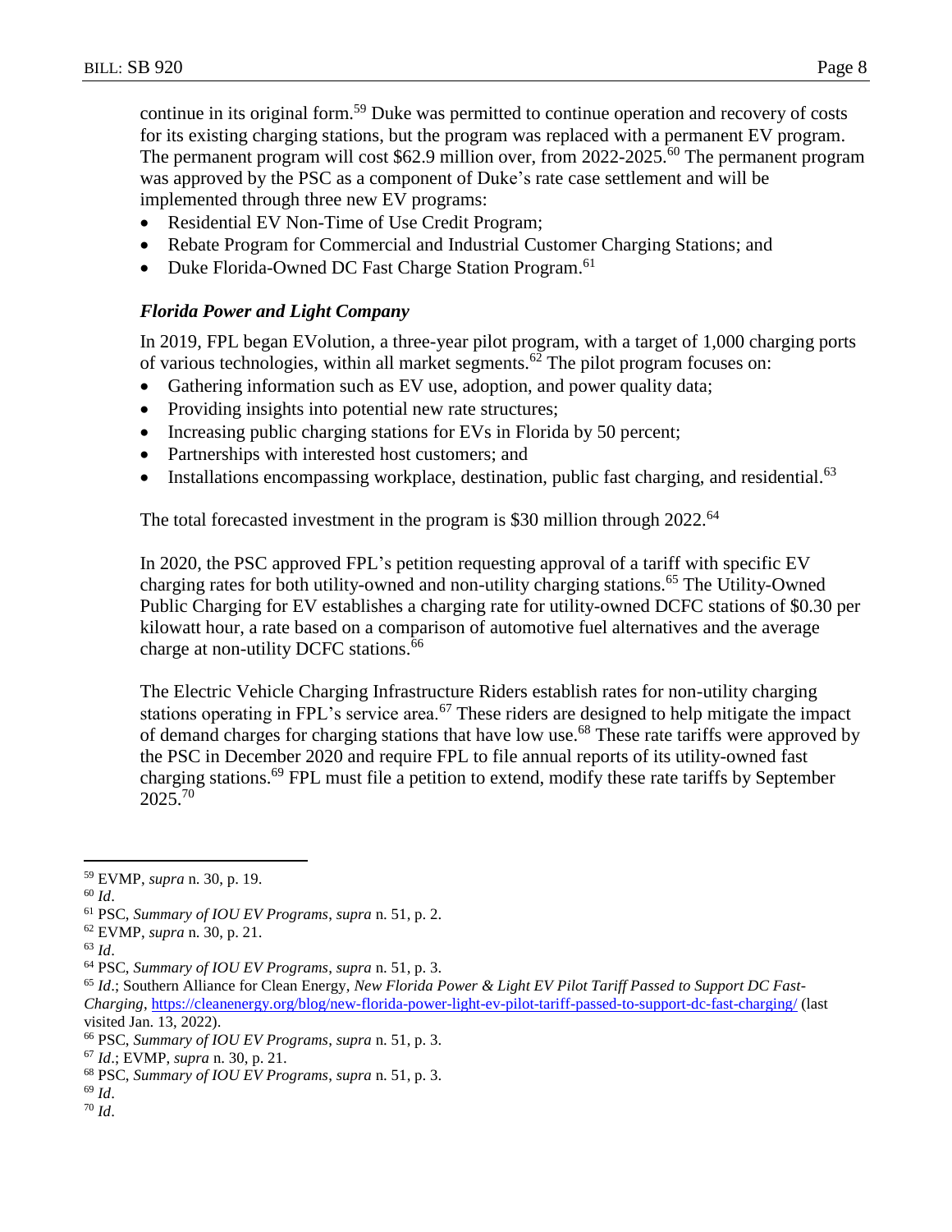continue in its original form.[59] Duke was permitted to continue operation and recovery of costs for its existing charging stations, but the program was replaced with a permanent EV program. The permanent program will cost $62.9 million over, from 2022-2025.[60] The permanent program was approved by the PSC as a component of Duke's rate case settlement and will be implemented through three new EV programs:

- Residential EV Non-Time of Use Credit Program;
- Rebate Program for Commercial and Industrial Customer Charging Stations; and
- Duke Florida-Owned DC Fast Charge Station Program.[61]

### *Florida Power and Light Company*

In 2019, FPL began EVolution, a three-year pilot program, with a target of 1,000 charging ports of various technologies, within all market segments.[62] The pilot program focuses on:

- Gathering information such as EV use, adoption, and power quality data;
- Providing insights into potential new rate structures;
- Increasing public charging stations for EVs in Florida by 50 percent;
- Partnerships with interested host customers; and
- Installations encompassing workplace, destination, public fast charging, and residential.[63]

The total forecasted investment in the program is $30 million through 2022.[64]

In 2020, the PSC approved FPL's petition requesting approval of a tariff with specific EV charging rates for both utility-owned and non-utility charging stations.[65] The Utility-Owned Public Charging for EV establishes a charging rate for utility-owned DCFC stations of $0.30 per kilowatt hour, a rate based on a comparison of automotive fuel alternatives and the average charge at non-utility DCFC stations.[66]

The Electric Vehicle Charging Infrastructure Riders establish rates for non-utility charging stations operating in FPL's service area.[67] These riders are designed to help mitigate the impact of demand charges for charging stations that have low use.[68] These rate tariffs were approved by the PSC in December 2020 and require FPL to file annual reports of its utility-owned fast charging stations.[69] FPL must file a petition to extend, modify these rate tariffs by September 2025.[70]

---

[59] EVMP, *supra* n. 30, p. 19.

[60] *Id*.

[61] PSC, *Summary of IOU EV Programs*, *supra* n. 51, p. 2.

[62] EVMP, *supra* n. 30, p. 21.

[63] *Id*.

[64] PSC, *Summary of IOU EV Programs*, *supra* n. 51, p. 3.

[65] *Id*.; Southern Alliance for Clean Energy, *New Florida Power & Light EV Pilot Tariff Passed to Support DC Fast-Charging*, https://cleanenergy.org/blog/new-florida-power-light-ev-pilot-tariff-passed-to-support-dc-fast-charging/ (last visited Jan. 13, 2022).

[66] PSC, *Summary of IOU EV Programs*, *supra* n. 51, p. 3.

[67] *Id*.; EVMP, *supra* n. 30, p. 21.

[68] PSC, *Summary of IOU EV Programs*, *supra* n. 51, p. 3.

[69] *Id*.

[70] *Id*.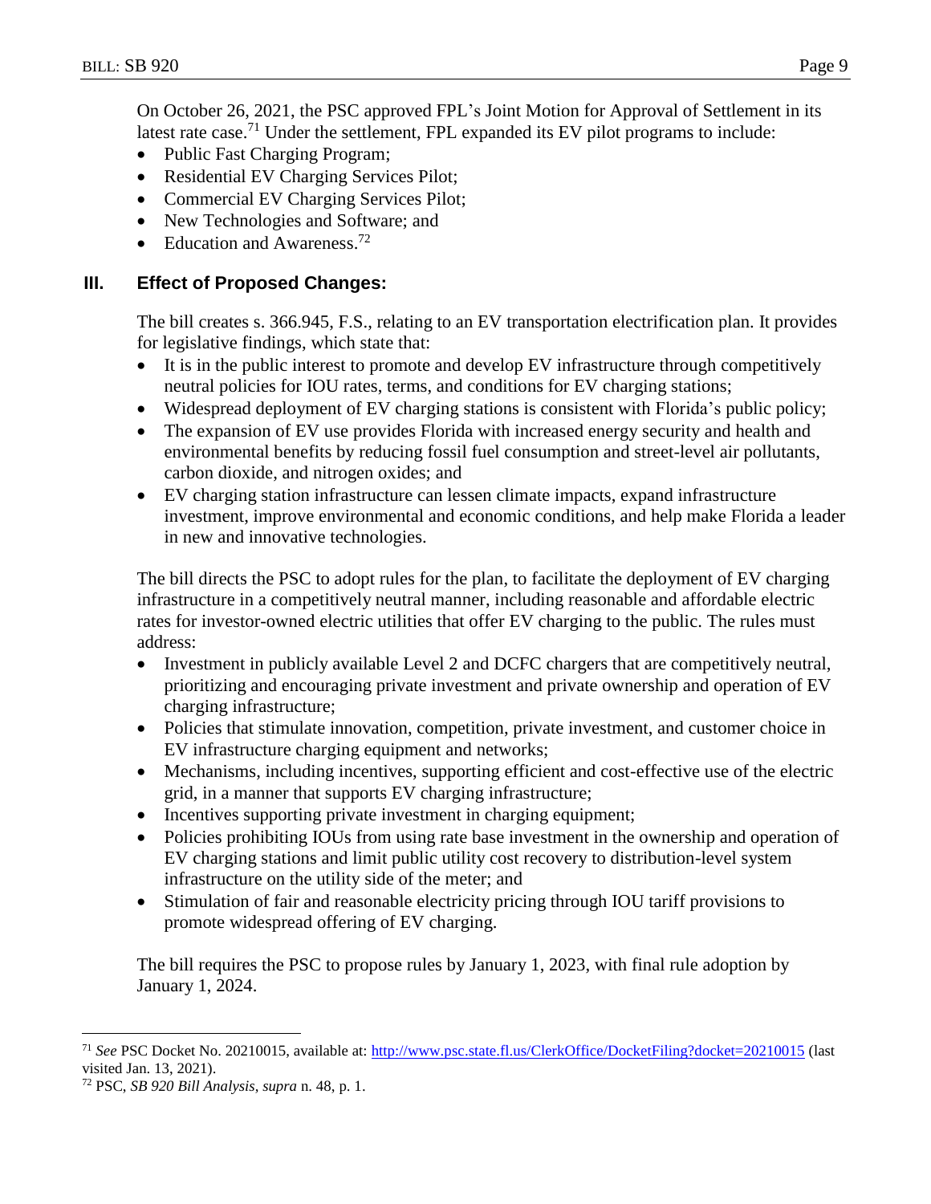On October 26, 2021, the PSC approved FPL's Joint Motion for Approval of Settlement in its latest rate case.[71] Under the settlement, FPL expanded its EV pilot programs to include:

- Public Fast Charging Program;
- Residential EV Charging Services Pilot;
- Commercial EV Charging Services Pilot;
- New Technologies and Software; and
- Education and Awareness.[72]

## III. Effect of Proposed Changes:

The bill creates s. 366.945, F.S., relating to an EV transportation electrification plan. It provides for legislative findings, which state that:

- It is in the public interest to promote and develop EV infrastructure through competitively neutral policies for IOU rates, terms, and conditions for EV charging stations;
- Widespread deployment of EV charging stations is consistent with Florida's public policy;
- The expansion of EV use provides Florida with increased energy security and health and environmental benefits by reducing fossil fuel consumption and street-level air pollutants, carbon dioxide, and nitrogen oxides; and
- EV charging station infrastructure can lessen climate impacts, expand infrastructure investment, improve environmental and economic conditions, and help make Florida a leader in new and innovative technologies.

The bill directs the PSC to adopt rules for the plan, to facilitate the deployment of EV charging infrastructure in a competitively neutral manner, including reasonable and affordable electric rates for investor-owned electric utilities that offer EV charging to the public. The rules must address:

- Investment in publicly available Level 2 and DCFC chargers that are competitively neutral, prioritizing and encouraging private investment and private ownership and operation of EV charging infrastructure;
- Policies that stimulate innovation, competition, private investment, and customer choice in EV infrastructure charging equipment and networks;
- Mechanisms, including incentives, supporting efficient and cost-effective use of the electric grid, in a manner that supports EV charging infrastructure;
- Incentives supporting private investment in charging equipment;
- Policies prohibiting IOUs from using rate base investment in the ownership and operation of EV charging stations and limit public utility cost recovery to distribution-level system infrastructure on the utility side of the meter; and
- Stimulation of fair and reasonable electricity pricing through IOU tariff provisions to promote widespread offering of EV charging.

The bill requires the PSC to propose rules by January 1, 2023, with final rule adoption by January 1, 2024.

---

[71] *See* PSC Docket No. 20210015, available at: http://www.psc.state.fl.us/ClerkOffice/DocketFiling?docket=20210015 (last visited Jan. 13, 2021).

[72] PSC, *SB 920 Bill Analysis*, *supra* n. 48, p. 1.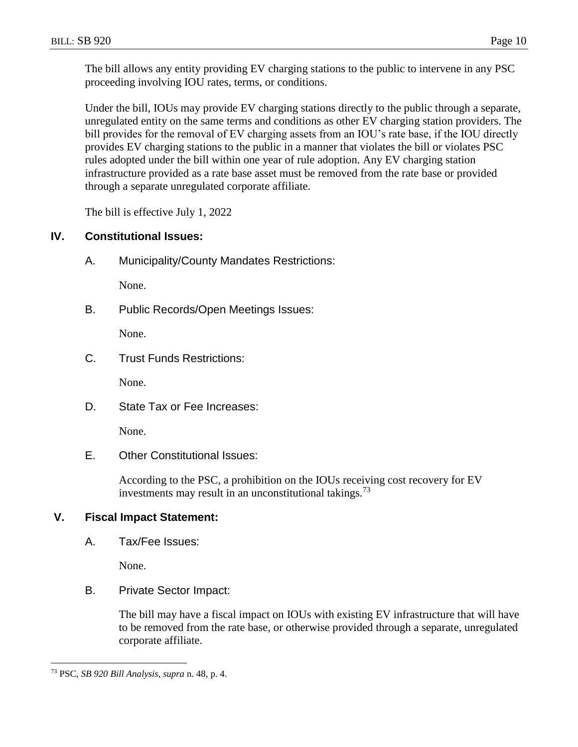The bill allows any entity providing EV charging stations to the public to intervene in any PSC proceeding involving IOU rates, terms, or conditions.

Under the bill, IOUs may provide EV charging stations directly to the public through a separate, unregulated entity on the same terms and conditions as other EV charging station providers. The bill provides for the removal of EV charging assets from an IOU's rate base, if the IOU directly provides EV charging stations to the public in a manner that violates the bill or violates PSC rules adopted under the bill within one year of rule adoption. Any EV charging station infrastructure provided as a rate base asset must be removed from the rate base or provided through a separate unregulated corporate affiliate.

The bill is effective July 1, 2022

## IV. Constitutional Issues:

### A. Municipality/County Mandates Restrictions:

None.

### B. Public Records/Open Meetings Issues:

None.

### C. Trust Funds Restrictions:

None.

### D. State Tax or Fee Increases:

None.

### E. Other Constitutional Issues:

According to the PSC, a prohibition on the IOUs receiving cost recovery for EV investments may result in an unconstitutional takings.[73]

## V. Fiscal Impact Statement:

### A. Tax/Fee Issues:

None.

### B. Private Sector Impact:

The bill may have a fiscal impact on IOUs with existing EV infrastructure that will have to be removed from the rate base, or otherwise provided through a separate, unregulated corporate affiliate.

---

[73] PSC, *SB 920 Bill Analysis*, *supra* n. 48, p. 4.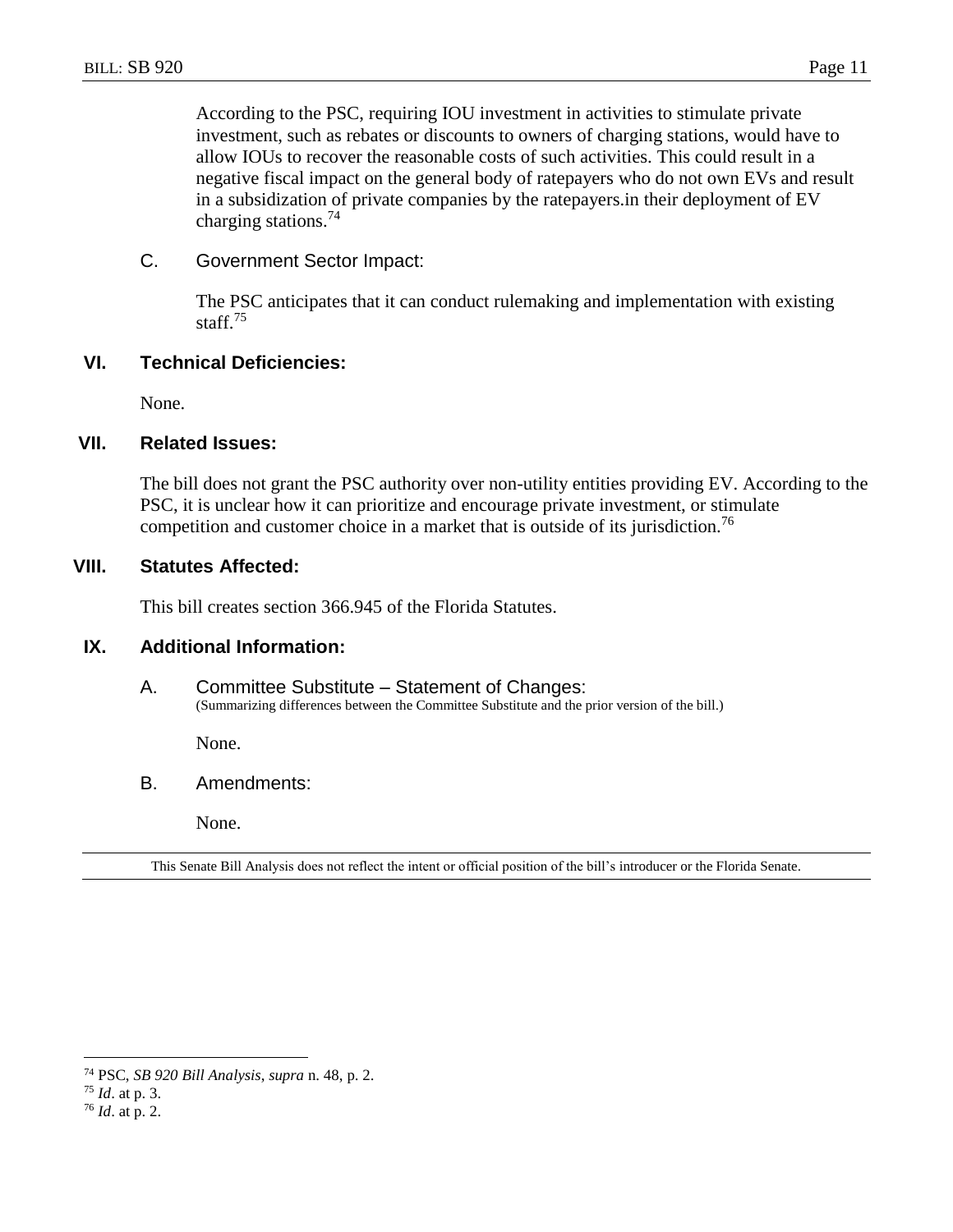According to the PSC, requiring IOU investment in activities to stimulate private investment, such as rebates or discounts to owners of charging stations, would have to allow IOUs to recover the reasonable costs of such activities. This could result in a negative fiscal impact on the general body of ratepayers who do not own EVs and result in a subsidization of private companies by the ratepayers.in their deployment of EV charging stations.[74]

### C. Government Sector Impact:

The PSC anticipates that it can conduct rulemaking and implementation with existing staff.[75]

## VI. Technical Deficiencies:

None.

## VII. Related Issues:

The bill does not grant the PSC authority over non-utility entities providing EV. According to the PSC, it is unclear how it can prioritize and encourage private investment, or stimulate competition and customer choice in a market that is outside of its jurisdiction.[76]

## VIII. Statutes Affected:

This bill creates section 366.945 of the Florida Statutes.

## IX. Additional Information:

### A. Committee Substitute – Statement of Changes:

(Summarizing differences between the Committee Substitute and the prior version of the bill.)

None.

### B. Amendments:

None.

This Senate Bill Analysis does not reflect the intent or official position of the bill's introducer or the Florida Senate.

---

[74] PSC, *SB 920 Bill Analysis*, *supra* n. 48, p. 2.

[75] *Id*. at p. 3.

[76] *Id*. at p. 2.